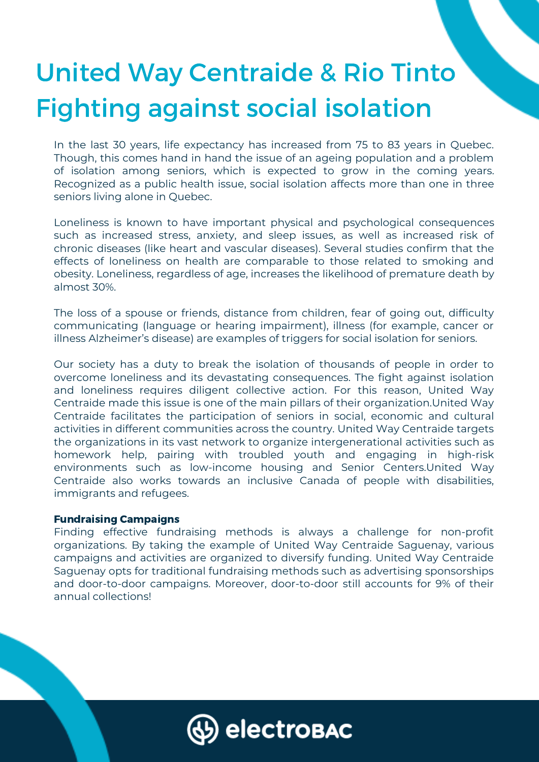# United Way Centraide & Rio Tinto Fighting against social isolation

In the last 30 years, life expectancy has increased from 75 to 83 years in Quebec. Though, this comes hand in hand the issue of an ageing population and a problem of isolation among seniors, which is expected to grow in the coming years. Recognized as a public health issue, social isolation affects more than one in three seniors living alone in Quebec.

Loneliness is known to have important physical and psychological consequences such as increased stress, anxiety, and sleep issues, as well as increased risk of chronic diseases (like heart and vascular diseases). Several studies confirm that the effects of loneliness on health are comparable to those related to smoking and obesity. Loneliness, regardless of age, increases the likelihood of premature death by almost 30%.

The loss of a spouse or friends, distance from children, fear of going out, difficulty communicating (language or hearing impairment), illness (for example, cancer or illness Alzheimer's disease) are examples of triggers for social isolation for seniors.

Our society has a duty to break the isolation of thousands of people in order to overcome loneliness and its devastating consequences. The fight against isolation and loneliness requires diligent collective action. For this reason, United Way Centraide made this issue is one of the main pillars of their organization.United Way Centraide facilitates the participation of seniors in social, economic and cultural activities in different communities across the country. United Way Centraide targets the organizations in its vast network to organize intergenerational activities such as homework help, pairing with troubled youth and engaging in high-risk environments such as low-income housing and Senior Centers.United Way Centraide also works towards an inclusive Canada of people with disabilities, immigrants and refugees.

**Fundraising Campaigns**

Finding effective fundraising methods is always a challenge for non-profit organizations. By taking the example of United Way Centraide Saguenay, various campaigns and activities are organized to diversify funding. United Way Centraide Saguenay opts for traditional fundraising methods such as advertising sponsorships and door-to-door campaigns. Moreover, door-to-door still accounts for 9% of their annual collections!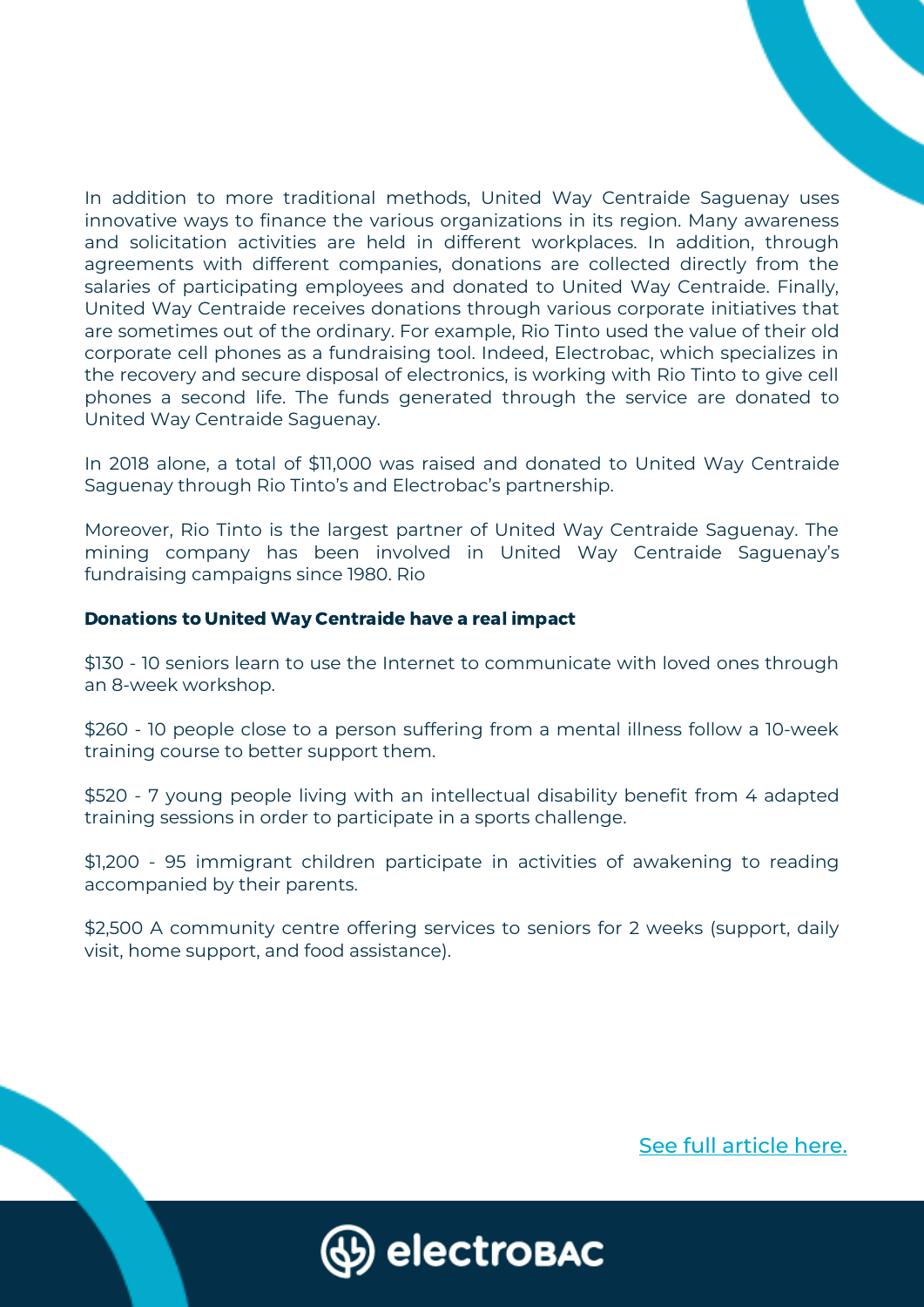In addition to more traditional methods, United Way Centraide Saguenay uses innovative ways to finance the various organizations in its region. Many awareness and solicitation activities are held in different workplaces. In addition, through agreements with different companies, donations are collected directly from the salaries of participating employees and donated to United Way Centraide. Finally, United Way Centraide receives donations through various corporate initiatives that are sometimes out of the ordinary. For example, Rio Tinto used the value of their old corporate cell phones as a fundraising tool. Indeed, Electrobac, which specializes in the recovery and secure disposal of electronics, is working with Rio Tinto to give cell phones a second life. The funds generated through the service are donated to United Way Centraide Saguenay.

In 2018 alone, a total of $11,000 was raised and donated to United Way Centraide Saguenay through Rio Tinto's and Electrobac's partnership.

Moreover, Rio Tinto is the largest partner of United Way Centraide Saguenay. The mining company has been involved in United Way Centraide Saguenay's fundraising campaigns since 1980. Rio

**Donations to United Way Centraide have a real impact**

$130 - 10 seniors learn to use the Internet to communicate with loved ones through an 8-week workshop.

$260 - 10 people close to a person suffering from a mental illness follow a 10-week training course to better support them.

$520 - 7 young people living with an intellectual disability benefit from 4 adapted training sessions in order to participate in a sports challenge.

$1,200 - 95 immigrant children participate in activities of awakening to reading accompanied by their parents.

$2,500 A community centre offering services to seniors for 2 weeks (support, daily visit, home support, and food assistance).

See full article here.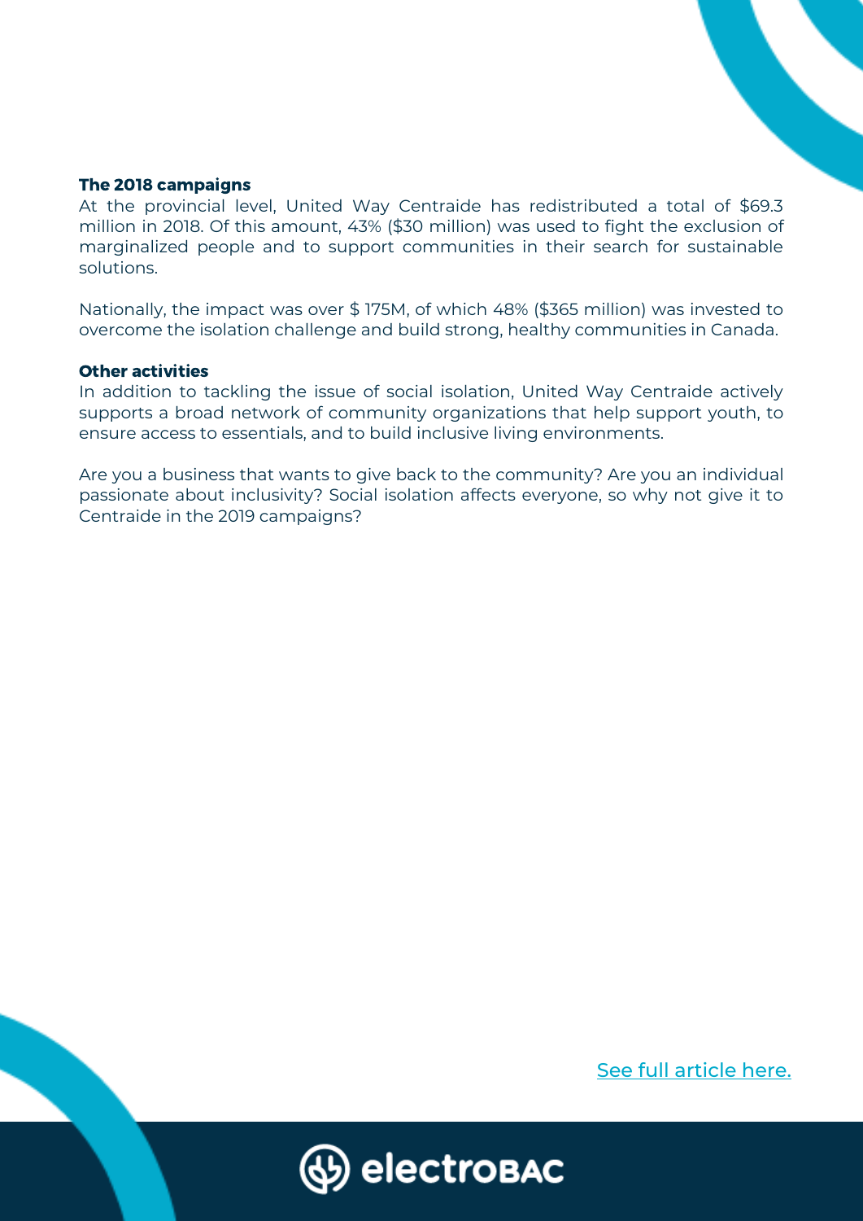**The 2018 campaigns**

At the provincial level, United Way Centraide has redistributed a total of $69.3 million in 2018. Of this amount, 43% ($30 million) was used to fight the exclusion of marginalized people and to support communities in their search for sustainable solutions.

Nationally, the impact was over $ 175M, of which 48% ($365 million) was invested to overcome the isolation challenge and build strong, healthy communities in Canada.

**Other activities**

In addition to tackling the issue of social isolation, United Way Centraide actively supports a broad network of community organizations that help support youth, to ensure access to essentials, and to build inclusive living environments.

Are you a business that wants to give back to the community? Are you an individual passionate about inclusivity? Social isolation affects everyone, so why not give it to Centraide in the 2019 campaigns?

See full article here.